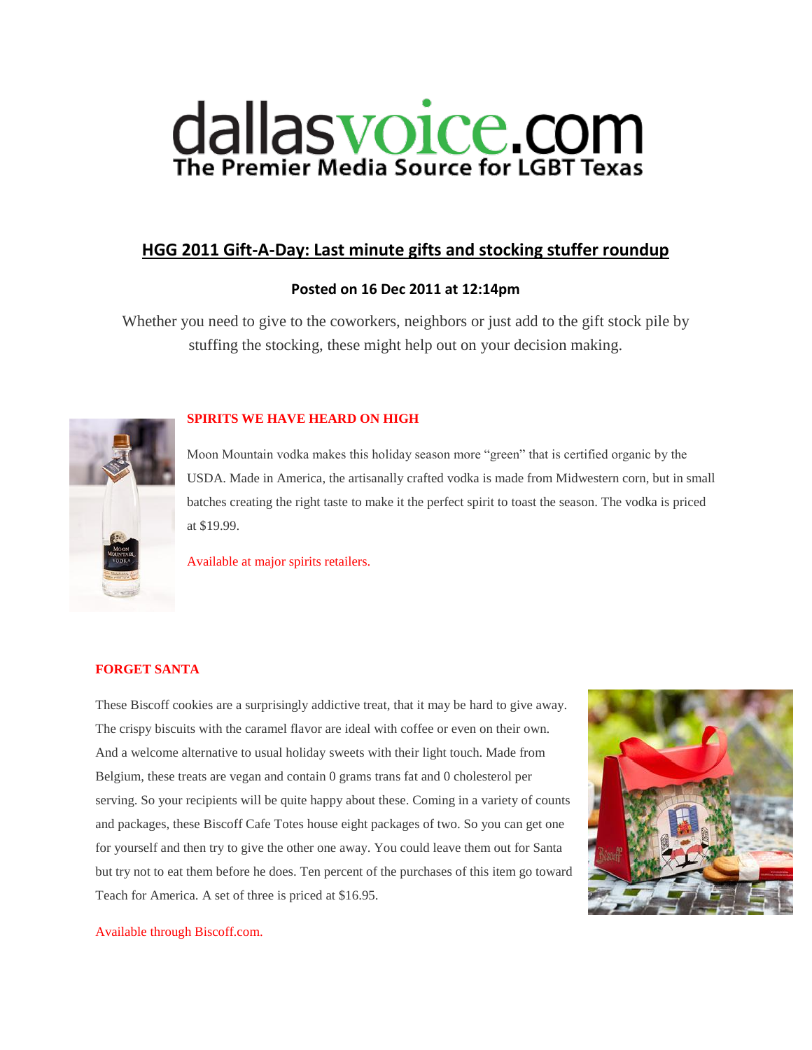dallasvoice.com

The Premier Media Source for LGBT Texas

## HGG 2011 Gift-A-Day: Last minute gifts and stocking stuffer roundup

**Posted on 16 Dec 2011 at 12:14pm**

Whether you need to give to the coworkers, neighbors or just add to the gift stock pile by stuffing the stocking, these might help out on your decision making.

### SPIRITS WE HAVE HEARD ON HIGH

Moon Mountain vodka makes this holiday season more "green" that is certified organic by the USDA. Made in America, the artisanally crafted vodka is made from Midwestern corn, but in small batches creating the right taste to make it the perfect spirit to toast the season. The vodka is priced at $19.99.

Available at major spirits retailers.

### FORGET SANTA

These Biscoff cookies are a surprisingly addictive treat, that it may be hard to give away. The crispy biscuits with the caramel flavor are ideal with coffee or even on their own. And a welcome alternative to usual holiday sweets with their light touch. Made from Belgium, these treats are vegan and contain 0 grams trans fat and 0 cholesterol per serving. So your recipients will be quite happy about these. Coming in a variety of counts and packages, these Biscoff Cafe Totes house eight packages of two. So you can get one for yourself and then try to give the other one away. You could leave them out for Santa but try not to eat them before he does. Ten percent of the purchases of this item go toward Teach for America. A set of three is priced at $16.95.

Available through Biscoff.com.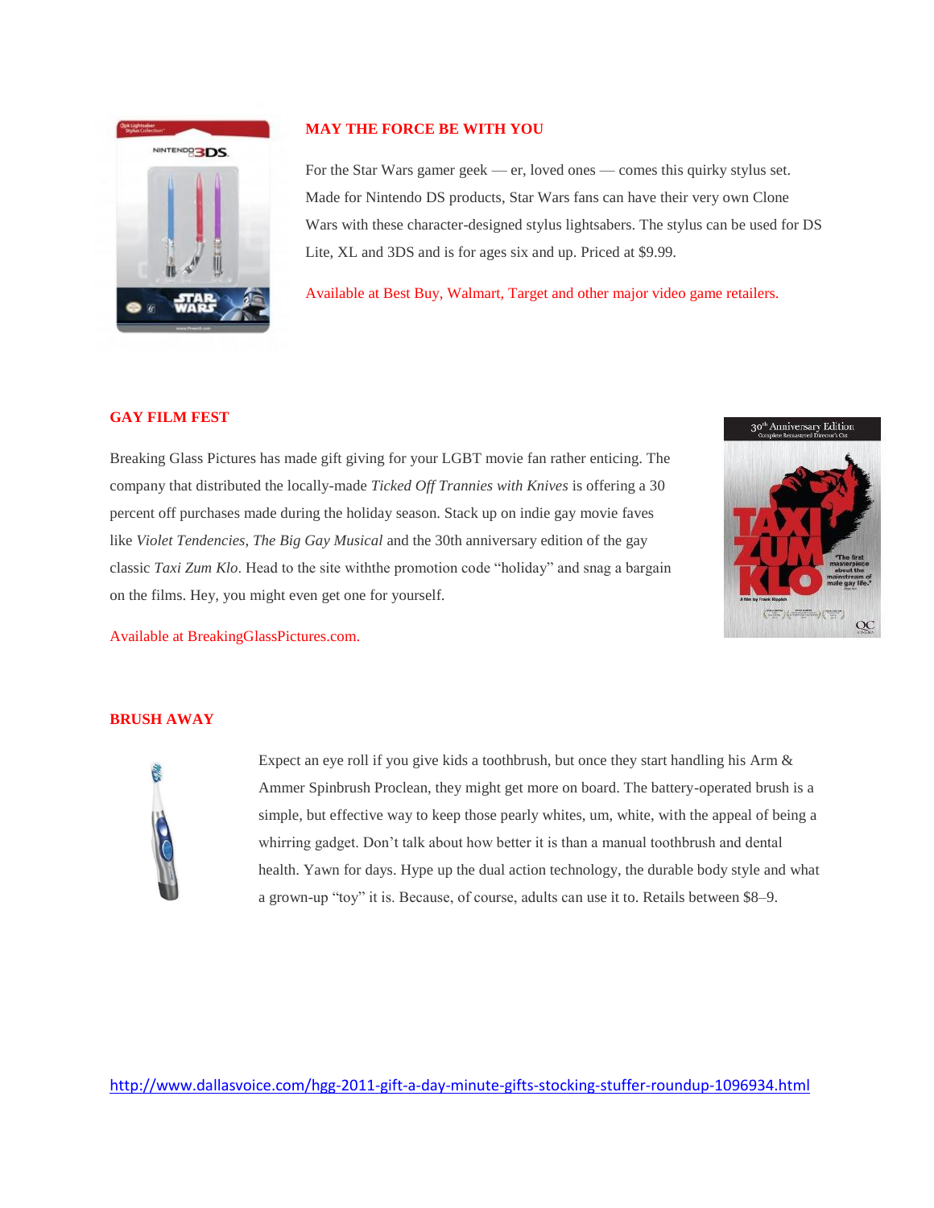## MAY THE FORCE BE WITH YOU

For the Star Wars gamer geek — er, loved ones — comes this quirky stylus set. Made for Nintendo DS products, Star Wars fans can have their very own Clone Wars with these character-designed stylus lightsabers. The stylus can be used for DS Lite, XL and 3DS and is for ages six and up. Priced at $9.99.

Available at Best Buy, Walmart, Target and other major video game retailers.

## GAY FILM FEST

Breaking Glass Pictures has made gift giving for your LGBT movie fan rather enticing. The company that distributed the locally-made *Ticked Off Trannies with Knives* is offering a 30 percent off purchases made during the holiday season. Stack up on indie gay movie faves like *Violet Tendencies*, *The Big Gay Musical* and the 30th anniversary edition of the gay classic *Taxi Zum Klo*. Head to the site withthe promotion code "holiday" and snag a bargain on the films. Hey, you might even get one for yourself.

Available at BreakingGlassPictures.com.

## BRUSH AWAY

Expect an eye roll if you give kids a toothbrush, but once they start handling his Arm & Ammer Spinbrush Proclean, they might get more on board. The battery-operated brush is a simple, but effective way to keep those pearly whites, um, white, with the appeal of being a whirring gadget. Don't talk about how better it is than a manual toothbrush and dental health. Yawn for days. Hype up the dual action technology, the durable body style and what a grown-up "toy" it is. Because, of course, adults can use it to. Retails between $8–9.

http://www.dallasvoice.com/hgg-2011-gift-a-day-minute-gifts-stocking-stuffer-roundup-1096934.html